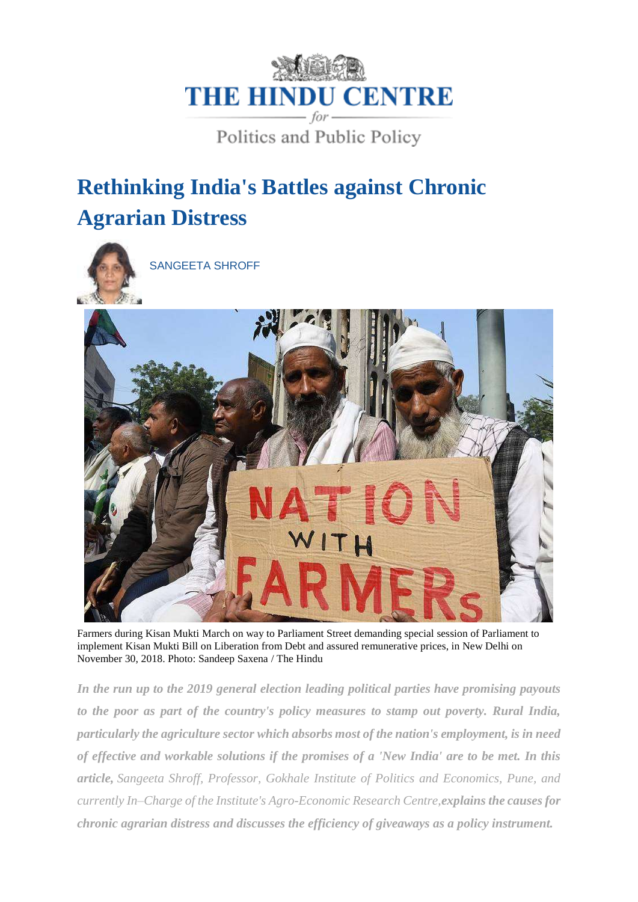THE HINDU CENTRE for Politics and Public Policy

# Rethinking India's Battles against Chronic Agrarian Distress

SANGEETA SHROFF

Farmers during Kisan Mukti March on way to Parliament Street demanding special session of Parliament to implement Kisan Mukti Bill on Liberation from Debt and assured remunerative prices, in New Delhi on November 30, 2018. Photo: Sandeep Saxena / The Hindu

***In the run up to the 2019 general election leading political parties have promising payouts to the poor as part of the country's policy measures to stamp out poverty. Rural India, particularly the agriculture sector which absorbs most of the nation's employment, is in need of effective and workable solutions if the promises of a 'New India' are to be met. In this article,** Sangeeta Shroff, Professor, Gokhale Institute of Politics and Economics, Pune, and currently In–Charge of the Institute's Agro-Economic Research Centre,**explains the causes for chronic agrarian distress and discusses the efficiency of giveaways as a policy instrument.***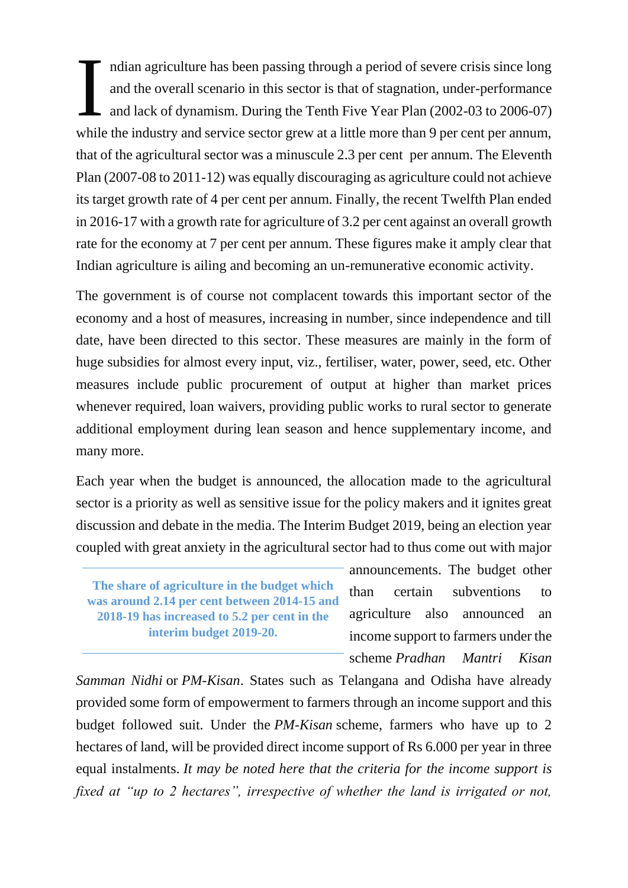Indian agriculture has been passing through a period of severe crisis since long and the overall scenario in this sector is that of stagnation, under-performance and lack of dynamism. During the Tenth Five Year Plan (2002-03 to 2006-07) while the industry and service sector grew at a little more than 9 per cent per annum, that of the agricultural sector was a minuscule 2.3 per cent per annum. The Eleventh Plan (2007-08 to 2011-12) was equally discouraging as agriculture could not achieve its target growth rate of 4 per cent per annum. Finally, the recent Twelfth Plan ended in 2016-17 with a growth rate for agriculture of 3.2 per cent against an overall growth rate for the economy at 7 per cent per annum. These figures make it amply clear that Indian agriculture is ailing and becoming an un-remunerative economic activity.

The government is of course not complacent towards this important sector of the economy and a host of measures, increasing in number, since independence and till date, have been directed to this sector. These measures are mainly in the form of huge subsidies for almost every input, viz., fertiliser, water, power, seed, etc. Other measures include public procurement of output at higher than market prices whenever required, loan waivers, providing public works to rural sector to generate additional employment during lean season and hence supplementary income, and many more.

Each year when the budget is announced, the allocation made to the agricultural sector is a priority as well as sensitive issue for the policy makers and it ignites great discussion and debate in the media. The Interim Budget 2019, being an election year coupled with great anxiety in the agricultural sector had to thus come out with major announcements. The budget other than certain subventions to agriculture also announced an income support to farmers under the scheme *Pradhan Mantri Kisan Samman Nidhi* or *PM-Kisan*. States such as Telangana and Odisha have already provided some form of empowerment to farmers through an income support and this budget followed suit. Under the *PM-Kisan* scheme, farmers who have up to 2 hectares of land, will be provided direct income support of Rs 6.000 per year in three equal instalments. *It may be noted here that the criteria for the income support is fixed at "up to 2 hectares", irrespective of whether the land is irrigated or not,*

**The share of agriculture in the budget which was around 2.14 per cent between 2014-15 and 2018-19 has increased to 5.2 per cent in the interim budget 2019-20.**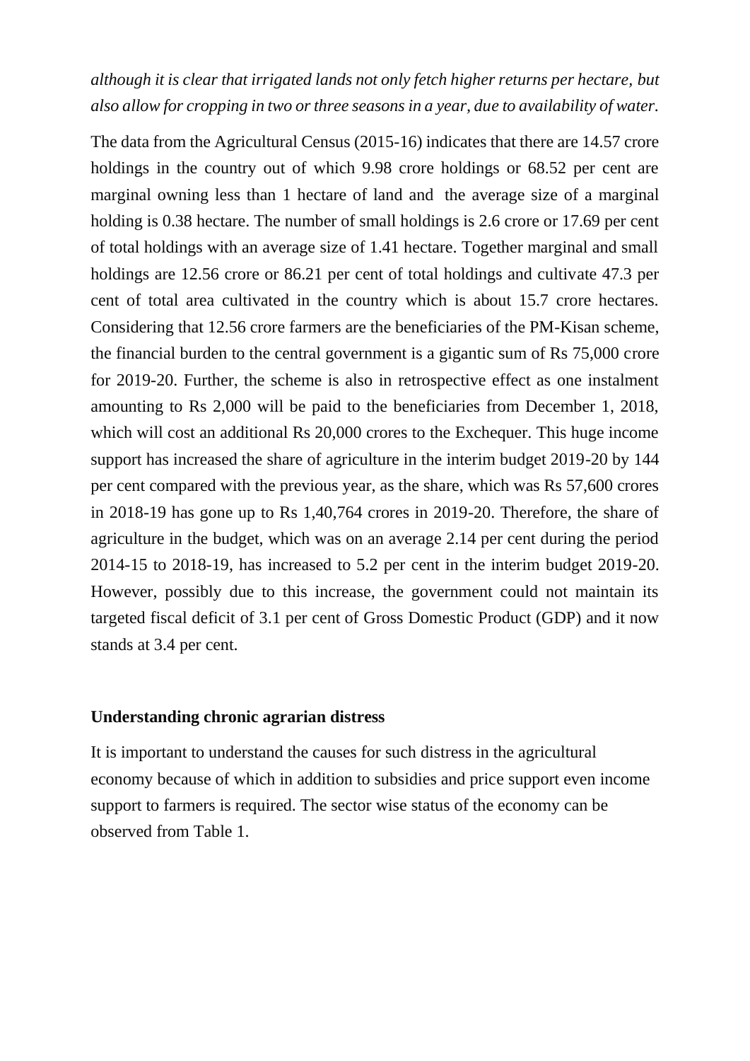*although it is clear that irrigated lands not only fetch higher returns per hectare, but also allow for cropping in two or three seasons in a year, due to availability of water.*

The data from the Agricultural Census (2015-16) indicates that there are 14.57 crore holdings in the country out of which 9.98 crore holdings or 68.52 per cent are marginal owning less than 1 hectare of land and the average size of a marginal holding is 0.38 hectare. The number of small holdings is 2.6 crore or 17.69 per cent of total holdings with an average size of 1.41 hectare. Together marginal and small holdings are 12.56 crore or 86.21 per cent of total holdings and cultivate 47.3 per cent of total area cultivated in the country which is about 15.7 crore hectares. Considering that 12.56 crore farmers are the beneficiaries of the PM-Kisan scheme, the financial burden to the central government is a gigantic sum of Rs 75,000 crore for 2019-20. Further, the scheme is also in retrospective effect as one instalment amounting to Rs 2,000 will be paid to the beneficiaries from December 1, 2018, which will cost an additional Rs 20,000 crores to the Exchequer. This huge income support has increased the share of agriculture in the interim budget 2019-20 by 144 per cent compared with the previous year, as the share, which was Rs 57,600 crores in 2018-19 has gone up to Rs 1,40,764 crores in 2019-20. Therefore, the share of agriculture in the budget, which was on an average 2.14 per cent during the period 2014-15 to 2018-19, has increased to 5.2 per cent in the interim budget 2019-20. However, possibly due to this increase, the government could not maintain its targeted fiscal deficit of 3.1 per cent of Gross Domestic Product (GDP) and it now stands at 3.4 per cent.

**Understanding chronic agrarian distress**

It is important to understand the causes for such distress in the agricultural economy because of which in addition to subsidies and price support even income support to farmers is required. The sector wise status of the economy can be observed from Table 1.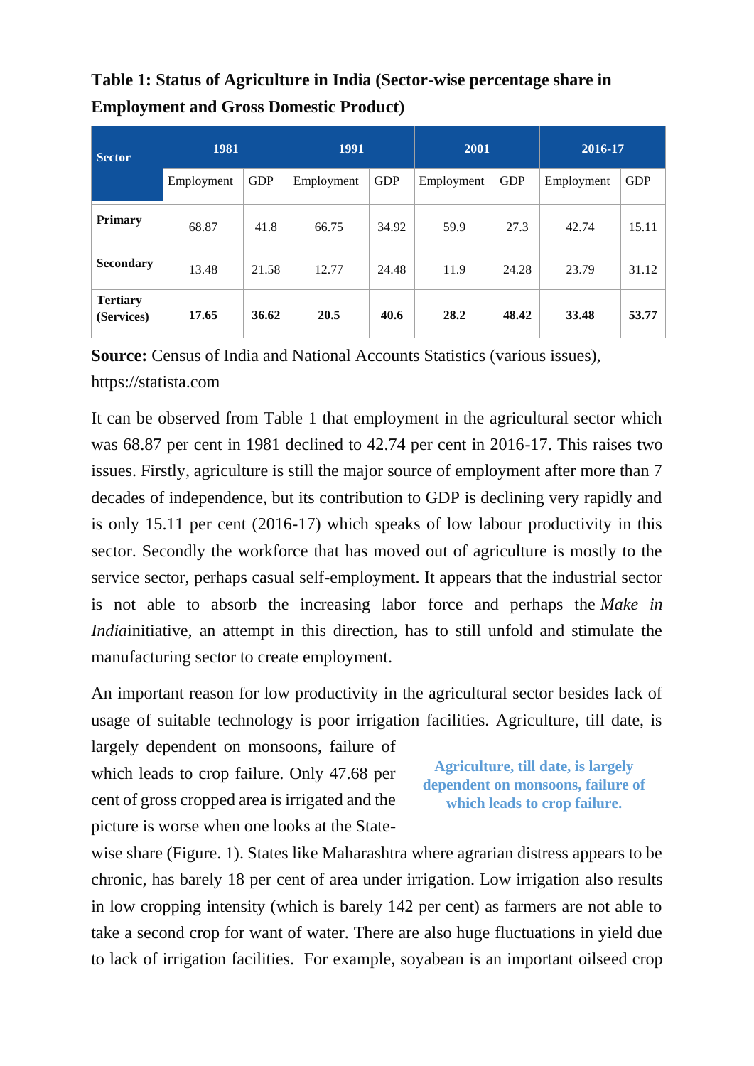**Table 1: Status of Agriculture in India (Sector-wise percentage share in Employment and Gross Domestic Product)**

| Sector | 1981 | | 1991 | | 2001 | | 2016-17 | |
|---|---|---|---|---|---|---|---|---|
| | Employment | GDP | Employment | GDP | Employment | GDP | Employment | GDP |
| **Primary** | 68.87 | 41.8 | 66.75 | 34.92 | 59.9 | 27.3 | 42.74 | 15.11 |
| **Secondary** | 13.48 | 21.58 | 12.77 | 24.48 | 11.9 | 24.28 | 23.79 | 31.12 |
| **Tertiary (Services)** | **17.65** | **36.62** | **20.5** | **40.6** | **28.2** | **48.42** | **33.48** | **53.77** |

**Source:** Census of India and National Accounts Statistics (various issues), https://statista.com

It can be observed from Table 1 that employment in the agricultural sector which was 68.87 per cent in 1981 declined to 42.74 per cent in 2016-17. This raises two issues. Firstly, agriculture is still the major source of employment after more than 7 decades of independence, but its contribution to GDP is declining very rapidly and is only 15.11 per cent (2016-17) which speaks of low labour productivity in this sector. Secondly the workforce that has moved out of agriculture is mostly to the service sector, perhaps casual self-employment. It appears that the industrial sector is not able to absorb the increasing labor force and perhaps the *Make in India*initiative, an attempt in this direction, has to still unfold and stimulate the manufacturing sector to create employment.

An important reason for low productivity in the agricultural sector besides lack of usage of suitable technology is poor irrigation facilities. Agriculture, till date, is largely dependent on monsoons, failure of which leads to crop failure. Only 47.68 per cent of gross cropped area is irrigated and the picture is worse when one looks at the State-wise share (Figure. 1). States like Maharashtra where agrarian distress appears to be chronic, has barely 18 per cent of area under irrigation. Low irrigation also results in low cropping intensity (which is barely 142 per cent) as farmers are not able to take a second crop for want of water. There are also huge fluctuations in yield due to lack of irrigation facilities. For example, soyabean is an important oilseed crop

**Agriculture, till date, is largely dependent on monsoons, failure of which leads to crop failure.**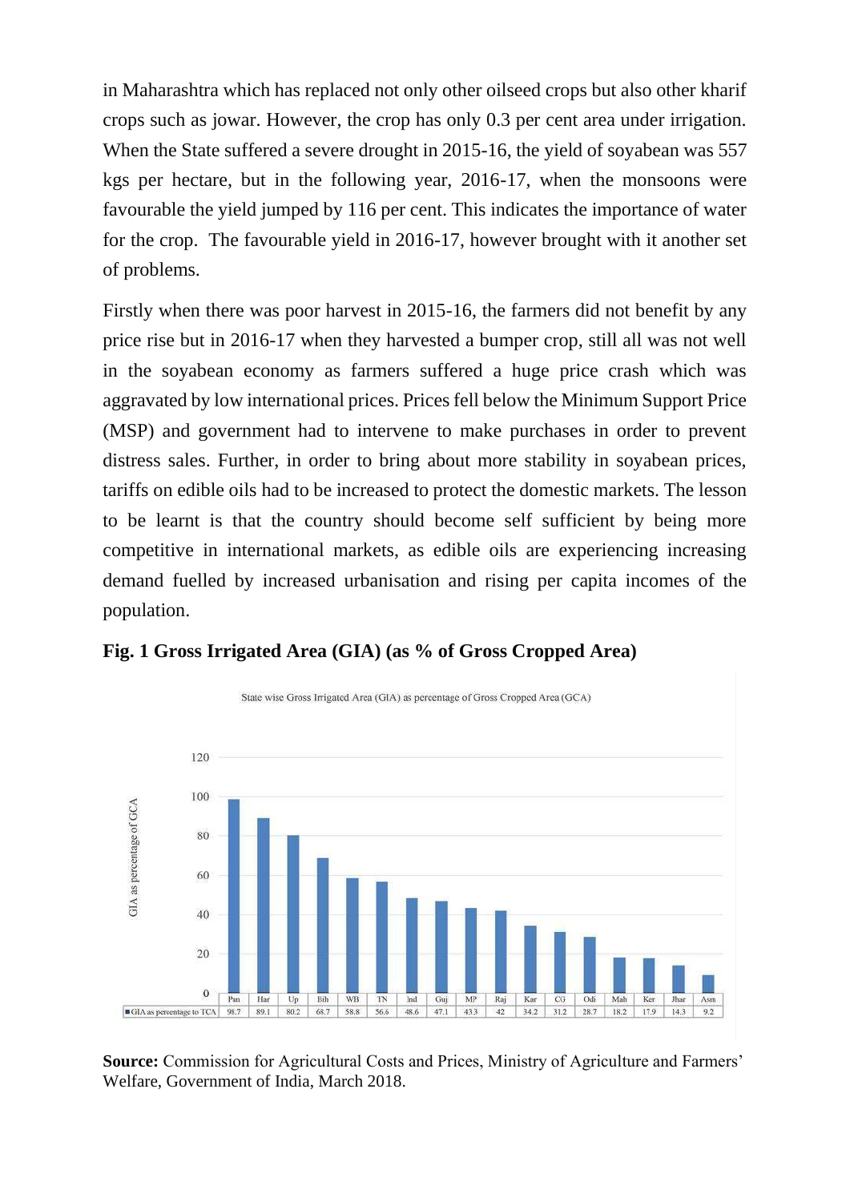in Maharashtra which has replaced not only other oilseed crops but also other kharif crops such as jowar. However, the crop has only 0.3 per cent area under irrigation. When the State suffered a severe drought in 2015-16, the yield of soyabean was 557 kgs per hectare, but in the following year, 2016-17, when the monsoons were favourable the yield jumped by 116 per cent. This indicates the importance of water for the crop. The favourable yield in 2016-17, however brought with it another set of problems.

Firstly when there was poor harvest in 2015-16, the farmers did not benefit by any price rise but in 2016-17 when they harvested a bumper crop, still all was not well in the soyabean economy as farmers suffered a huge price crash which was aggravated by low international prices. Prices fell below the Minimum Support Price (MSP) and government had to intervene to make purchases in order to prevent distress sales. Further, in order to bring about more stability in soyabean prices, tariffs on edible oils had to be increased to protect the domestic markets. The lesson to be learnt is that the country should become self sufficient by being more competitive in international markets, as edible oils are experiencing increasing demand fuelled by increased urbanisation and rising per capita incomes of the population.

**Fig. 1 Gross Irrigated Area (GIA) (as % of Gross Cropped Area)**

State wise Gross Irrigated Area (GIA) as percentage of Gross Cropped Area (GCA)

| | Pan | Har | Up | Bih | WB | TN | Ind | Guj | MP | Raj | Kar | CG | Odi | Mah | Ker | Jhar | Asm |
|---|---|---|---|---|---|---|---|---|---|---|---|---|---|---|---|---|---|
| GIA as percentage to TCA | 98.7 | 89.1 | 80.2 | 68.7 | 58.8 | 56.6 | 48.6 | 47.1 | 43.3 | 42 | 34.2 | 31.2 | 28.7 | 18.2 | 17.9 | 14.3 | 9.2 |

**Source:** Commission for Agricultural Costs and Prices, Ministry of Agriculture and Farmers' Welfare, Government of India, March 2018.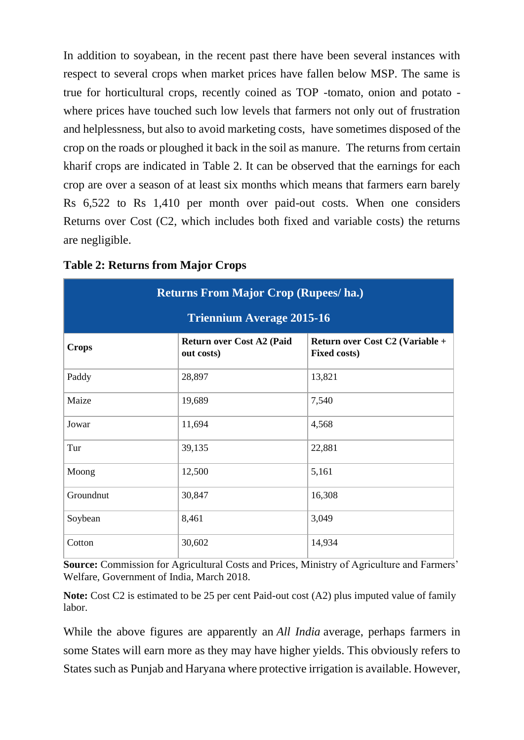In addition to soyabean, in the recent past there have been several instances with respect to several crops when market prices have fallen below MSP. The same is true for horticultural crops, recently coined as TOP -tomato, onion and potato - where prices have touched such low levels that farmers not only out of frustration and helplessness, but also to avoid marketing costs, have sometimes disposed of the crop on the roads or ploughed it back in the soil as manure. The returns from certain kharif crops are indicated in Table 2. It can be observed that the earnings for each crop are over a season of at least six months which means that farmers earn barely Rs 6,522 to Rs 1,410 per month over paid-out costs. When one considers Returns over Cost (C2, which includes both fixed and variable costs) the returns are negligible.

**Table 2: Returns from Major Crops**

| Returns From Major Crop (Rupees/ ha.) Triennium Average 2015-16 | | |
|---|---|---|
| **Crops** | **Return over Cost A2 (Paid out costs)** | **Return over Cost C2 (Variable + Fixed costs)** |
| Paddy | 28,897 | 13,821 |
| Maize | 19,689 | 7,540 |
| Jowar | 11,694 | 4,568 |
| Tur | 39,135 | 22,881 |
| Moong | 12,500 | 5,161 |
| Groundnut | 30,847 | 16,308 |
| Soybean | 8,461 | 3,049 |
| Cotton | 30,602 | 14,934 |

**Source:** Commission for Agricultural Costs and Prices, Ministry of Agriculture and Farmers' Welfare, Government of India, March 2018.

**Note:** Cost C2 is estimated to be 25 per cent Paid-out cost (A2) plus imputed value of family labor.

While the above figures are apparently an *All India* average, perhaps farmers in some States will earn more as they may have higher yields. This obviously refers to States such as Punjab and Haryana where protective irrigation is available. However,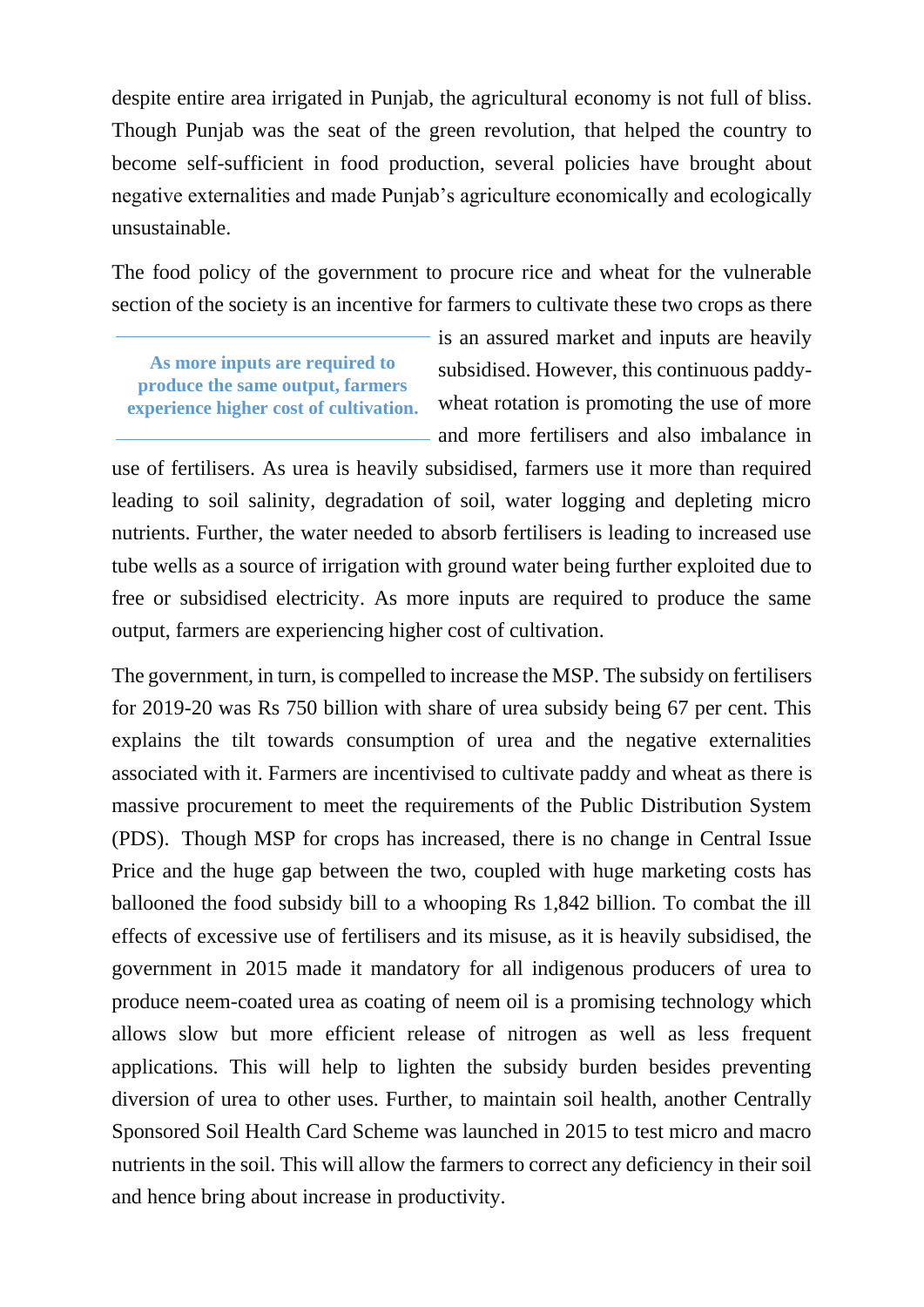despite entire area irrigated in Punjab, the agricultural economy is not full of bliss. Though Punjab was the seat of the green revolution, that helped the country to become self-sufficient in food production, several policies have brought about negative externalities and made Punjab's agriculture economically and ecologically unsustainable.

The food policy of the government to procure rice and wheat for the vulnerable section of the society is an incentive for farmers to cultivate these two crops as there is an assured market and inputs are heavily subsidised. However, this continuous paddy-wheat rotation is promoting the use of more and more fertilisers and also imbalance in use of fertilisers. As urea is heavily subsidised, farmers use it more than required leading to soil salinity, degradation of soil, water logging and depleting micro nutrients. Further, the water needed to absorb fertilisers is leading to increased use tube wells as a source of irrigation with ground water being further exploited due to free or subsidised electricity. As more inputs are required to produce the same output, farmers are experiencing higher cost of cultivation.

> **As more inputs are required to produce the same output, farmers experience higher cost of cultivation.**

The government, in turn, is compelled to increase the MSP. The subsidy on fertilisers for 2019-20 was Rs 750 billion with share of urea subsidy being 67 per cent. This explains the tilt towards consumption of urea and the negative externalities associated with it. Farmers are incentivised to cultivate paddy and wheat as there is massive procurement to meet the requirements of the Public Distribution System (PDS). Though MSP for crops has increased, there is no change in Central Issue Price and the huge gap between the two, coupled with huge marketing costs has ballooned the food subsidy bill to a whooping Rs 1,842 billion. To combat the ill effects of excessive use of fertilisers and its misuse, as it is heavily subsidised, the government in 2015 made it mandatory for all indigenous producers of urea to produce neem-coated urea as coating of neem oil is a promising technology which allows slow but more efficient release of nitrogen as well as less frequent applications. This will help to lighten the subsidy burden besides preventing diversion of urea to other uses. Further, to maintain soil health, another Centrally Sponsored Soil Health Card Scheme was launched in 2015 to test micro and macro nutrients in the soil. This will allow the farmers to correct any deficiency in their soil and hence bring about increase in productivity.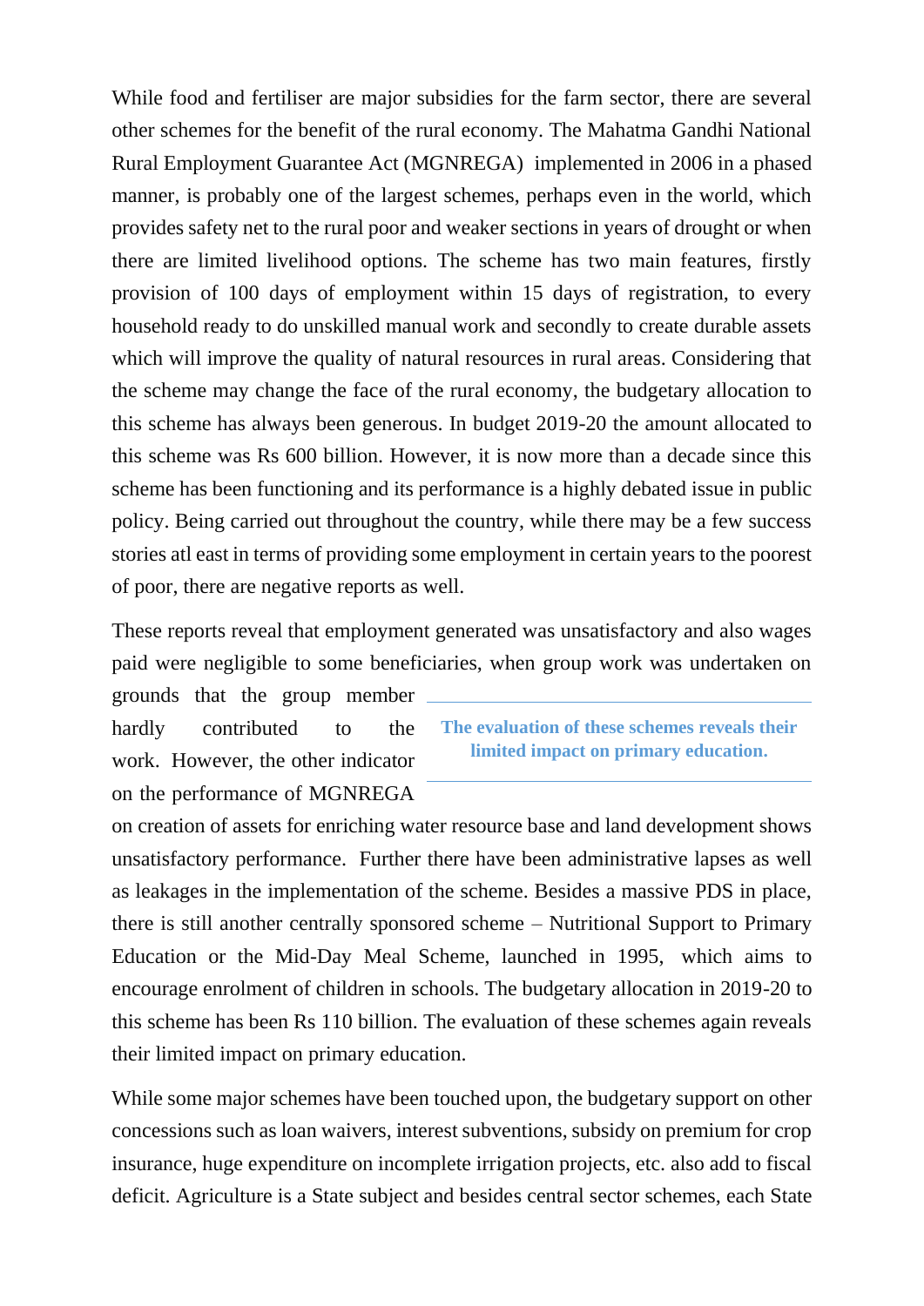While food and fertiliser are major subsidies for the farm sector, there are several other schemes for the benefit of the rural economy. The Mahatma Gandhi National Rural Employment Guarantee Act (MGNREGA) implemented in 2006 in a phased manner, is probably one of the largest schemes, perhaps even in the world, which provides safety net to the rural poor and weaker sections in years of drought or when there are limited livelihood options. The scheme has two main features, firstly provision of 100 days of employment within 15 days of registration, to every household ready to do unskilled manual work and secondly to create durable assets which will improve the quality of natural resources in rural areas. Considering that the scheme may change the face of the rural economy, the budgetary allocation to this scheme has always been generous. In budget 2019-20 the amount allocated to this scheme was Rs 600 billion. However, it is now more than a decade since this scheme has been functioning and its performance is a highly debated issue in public policy. Being carried out throughout the country, while there may be a few success stories atl east in terms of providing some employment in certain years to the poorest of poor, there are negative reports as well.

These reports reveal that employment generated was unsatisfactory and also wages paid were negligible to some beneficiaries, when group work was undertaken on grounds that the group member hardly contributed to the work. However, the other indicator on the performance of MGNREGA on creation of assets for enriching water resource base and land development shows unsatisfactory performance. Further there have been administrative lapses as well as leakages in the implementation of the scheme. Besides a massive PDS in place, there is still another centrally sponsored scheme – Nutritional Support to Primary Education or the Mid-Day Meal Scheme, launched in 1995, which aims to encourage enrolment of children in schools. The budgetary allocation in 2019-20 to this scheme has been Rs 110 billion. The evaluation of these schemes again reveals their limited impact on primary education.

> **The evaluation of these schemes reveals their limited impact on primary education.**

While some major schemes have been touched upon, the budgetary support on other concessions such as loan waivers, interest subventions, subsidy on premium for crop insurance, huge expenditure on incomplete irrigation projects, etc. also add to fiscal deficit. Agriculture is a State subject and besides central sector schemes, each State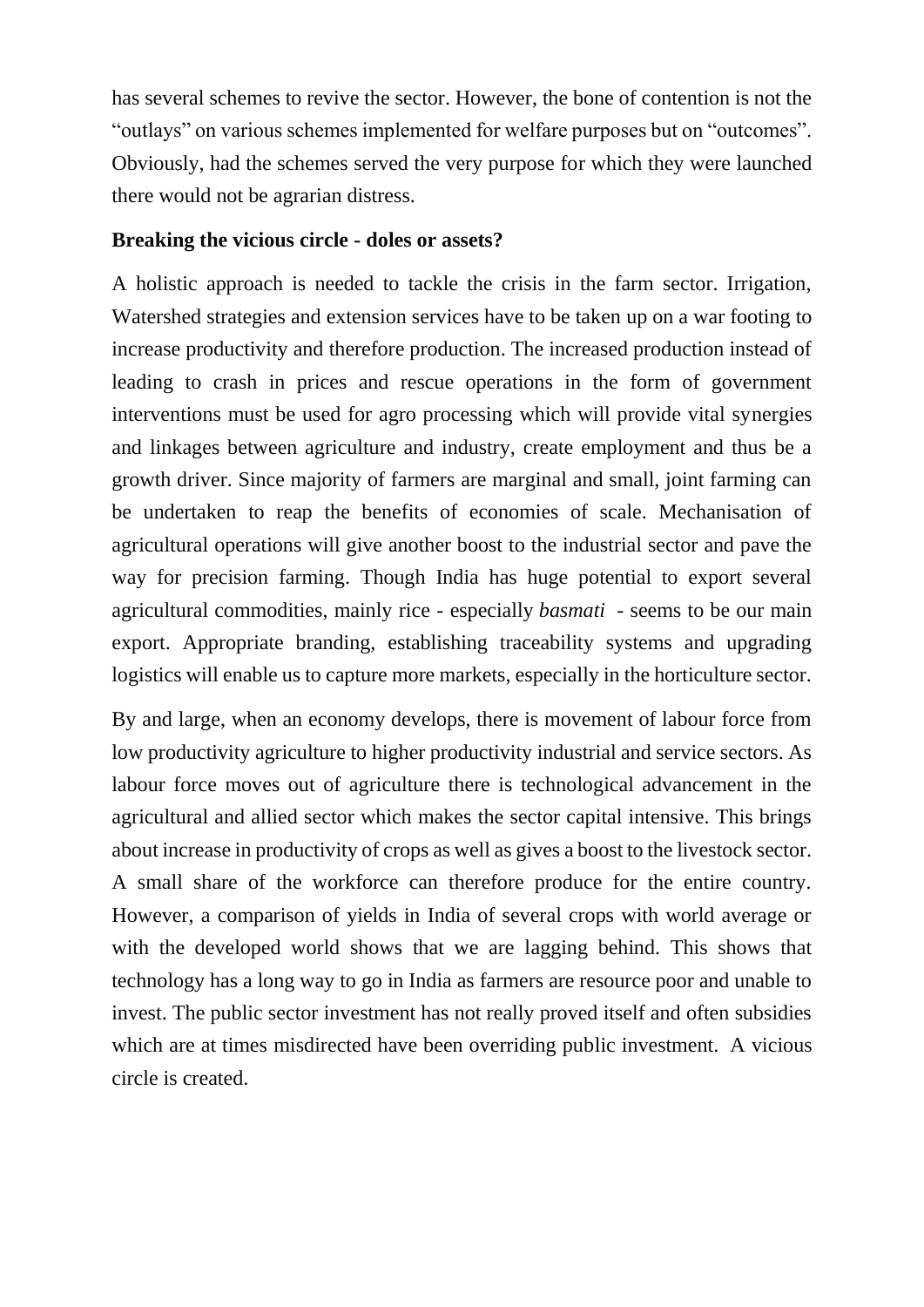has several schemes to revive the sector. However, the bone of contention is not the "outlays" on various schemes implemented for welfare purposes but on "outcomes". Obviously, had the schemes served the very purpose for which they were launched there would not be agrarian distress.

**Breaking the vicious circle - doles or assets?**

A holistic approach is needed to tackle the crisis in the farm sector. Irrigation, Watershed strategies and extension services have to be taken up on a war footing to increase productivity and therefore production. The increased production instead of leading to crash in prices and rescue operations in the form of government interventions must be used for agro processing which will provide vital synergies and linkages between agriculture and industry, create employment and thus be a growth driver. Since majority of farmers are marginal and small, joint farming can be undertaken to reap the benefits of economies of scale. Mechanisation of agricultural operations will give another boost to the industrial sector and pave the way for precision farming. Though India has huge potential to export several agricultural commodities, mainly rice - especially *basmati* - seems to be our main export. Appropriate branding, establishing traceability systems and upgrading logistics will enable us to capture more markets, especially in the horticulture sector.

By and large, when an economy develops, there is movement of labour force from low productivity agriculture to higher productivity industrial and service sectors. As labour force moves out of agriculture there is technological advancement in the agricultural and allied sector which makes the sector capital intensive. This brings about increase in productivity of crops as well as gives a boost to the livestock sector. A small share of the workforce can therefore produce for the entire country. However, a comparison of yields in India of several crops with world average or with the developed world shows that we are lagging behind. This shows that technology has a long way to go in India as farmers are resource poor and unable to invest. The public sector investment has not really proved itself and often subsidies which are at times misdirected have been overriding public investment. A vicious circle is created.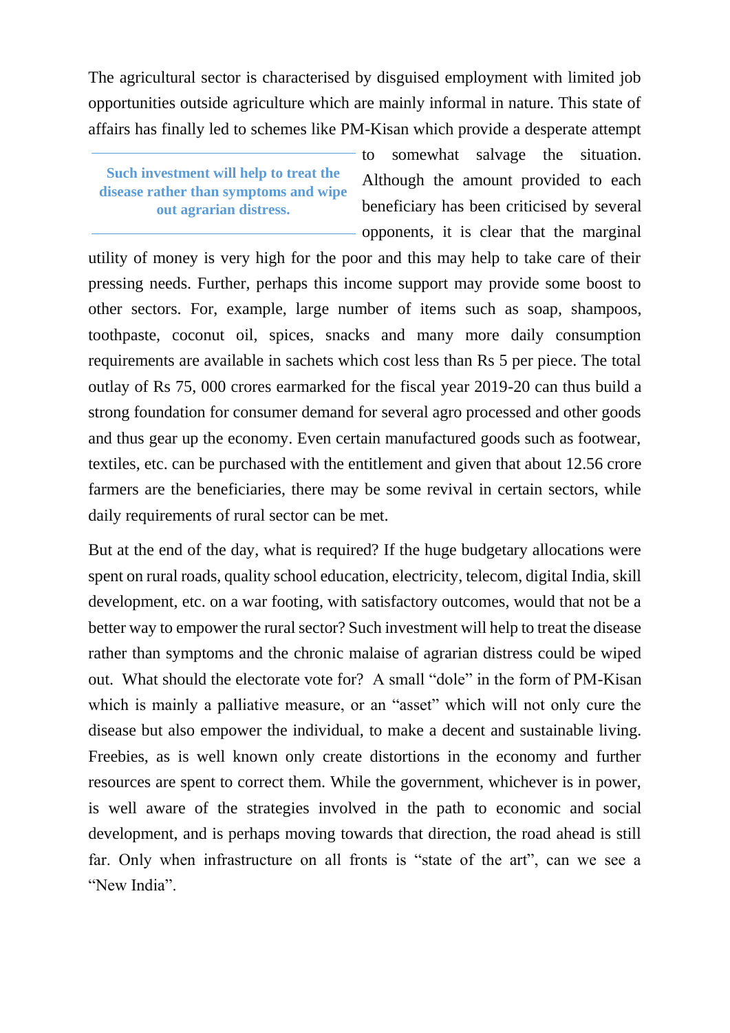The agricultural sector is characterised by disguised employment with limited job opportunities outside agriculture which are mainly informal in nature. This state of affairs has finally led to schemes like PM-Kisan which provide a desperate attempt to somewhat salvage the situation. Although the amount provided to each beneficiary has been criticised by several opponents, it is clear that the marginal utility of money is very high for the poor and this may help to take care of their pressing needs. Further, perhaps this income support may provide some boost to other sectors. For, example, large number of items such as soap, shampoos, toothpaste, coconut oil, spices, snacks and many more daily consumption requirements are available in sachets which cost less than Rs 5 per piece. The total outlay of Rs 75, 000 crores earmarked for the fiscal year 2019-20 can thus build a strong foundation for consumer demand for several agro processed and other goods and thus gear up the economy. Even certain manufactured goods such as footwear, textiles, etc. can be purchased with the entitlement and given that about 12.56 crore farmers are the beneficiaries, there may be some revival in certain sectors, while daily requirements of rural sector can be met.

> **Such investment will help to treat the disease rather than symptoms and wipe out agrarian distress.**

But at the end of the day, what is required? If the huge budgetary allocations were spent on rural roads, quality school education, electricity, telecom, digital India, skill development, etc. on a war footing, with satisfactory outcomes, would that not be a better way to empower the rural sector? Such investment will help to treat the disease rather than symptoms and the chronic malaise of agrarian distress could be wiped out. What should the electorate vote for? A small "dole" in the form of PM-Kisan which is mainly a palliative measure, or an "asset" which will not only cure the disease but also empower the individual, to make a decent and sustainable living. Freebies, as is well known only create distortions in the economy and further resources are spent to correct them. While the government, whichever is in power, is well aware of the strategies involved in the path to economic and social development, and is perhaps moving towards that direction, the road ahead is still far. Only when infrastructure on all fronts is "state of the art", can we see a "New India".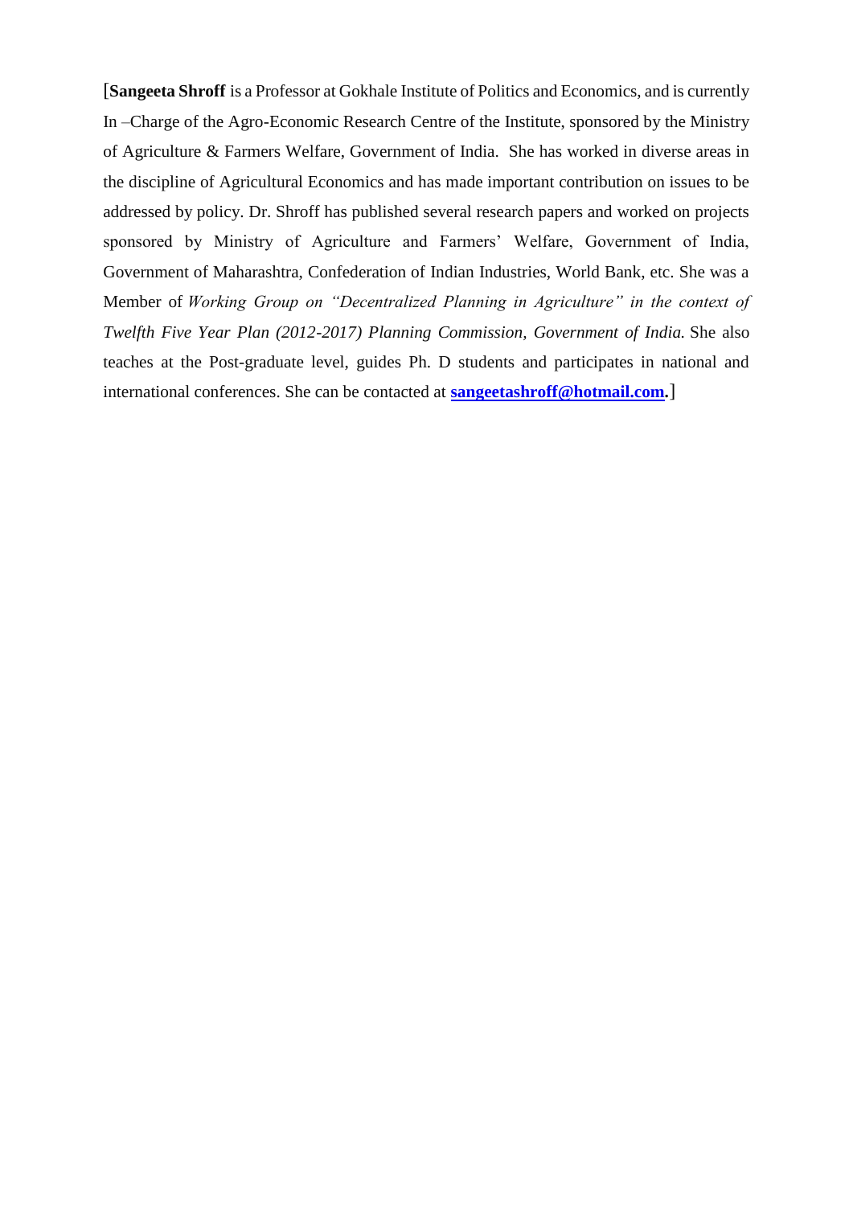[**Sangeeta Shroff** is a Professor at Gokhale Institute of Politics and Economics, and is currently In –Charge of the Agro-Economic Research Centre of the Institute, sponsored by the Ministry of Agriculture & Farmers Welfare, Government of India. She has worked in diverse areas in the discipline of Agricultural Economics and has made important contribution on issues to be addressed by policy. Dr. Shroff has published several research papers and worked on projects sponsored by Ministry of Agriculture and Farmers' Welfare, Government of India, Government of Maharashtra, Confederation of Indian Industries, World Bank, etc. She was a Member of *Working Group on "Decentralized Planning in Agriculture" in the context of Twelfth Five Year Plan (2012-2017) Planning Commission, Government of India.* She also teaches at the Post-graduate level, guides Ph. D students and participates in national and international conferences. She can be contacted at **sangeetashroff@hotmail.com**.]